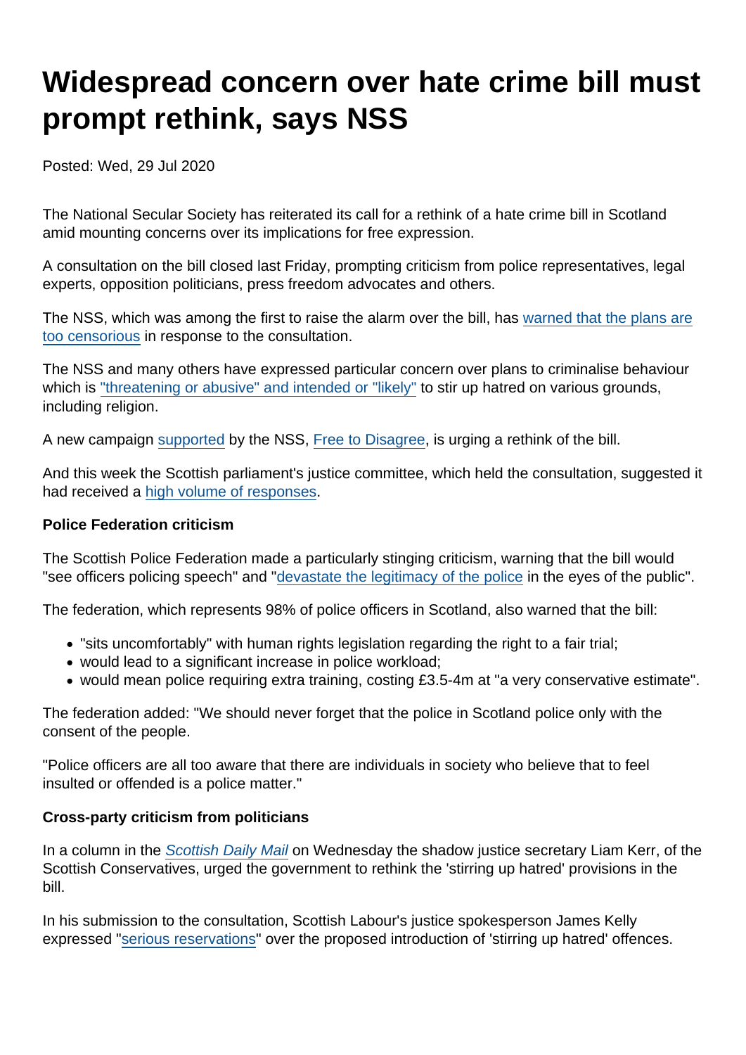# Widespread concern over hate crime bill must prompt rethink, says NSS

Posted: Wed, 29 Jul 2020

The National Secular Society has reiterated its call for a rethink of a hate crime bill in Scotland amid mounting concerns over its implications for free expression.

A consultation on the bill closed last Friday, prompting criticism from police representatives, legal experts, opposition politicians, press freedom advocates and others.

The NSS, which was among the first to raise the alarm over the bill, has warned that the plans are too censorious in response to the consultation.

The NSS and many others have expressed particular concern over plans to criminalise behaviour which is "threatening or abusive" and intended or "likely" to stir up hatred on various grounds, including religion.

A new campaign supported by the NSS, Free to Disagree, is urging a rethink of the bill.

And this week the Scottish parliament's justice committee, which held the consultation, suggested it had received a high volume of responses.

**Police Federation criticism**

The Scottish Police Federation made a particularly stinging criticism, warning that the bill would "see officers policing speech" and "devastate the legitimacy of the police in the eyes of the public".

The federation, which represents 98% of police officers in Scotland, also warned that the bill:

- "sits uncomfortably" with human rights legislation regarding the right to a fair trial;
- would lead to a significant increase in police workload;
- would mean police requiring extra training, costing £3.5-4m at "a very conservative estimate".

The federation added: "We should never forget that the police in Scotland police only with the consent of the people.

"Police officers are all too aware that there are individuals in society who believe that to feel insulted or offended is a police matter."

**Cross-party criticism from politicians**

In a column in the *Scottish Daily Mail* on Wednesday the shadow justice secretary Liam Kerr, of the Scottish Conservatives, urged the government to rethink the 'stirring up hatred' provisions in the bill.

In his submission to the consultation, Scottish Labour's justice spokesperson James Kelly expressed "serious reservations" over the proposed introduction of 'stirring up hatred' offences.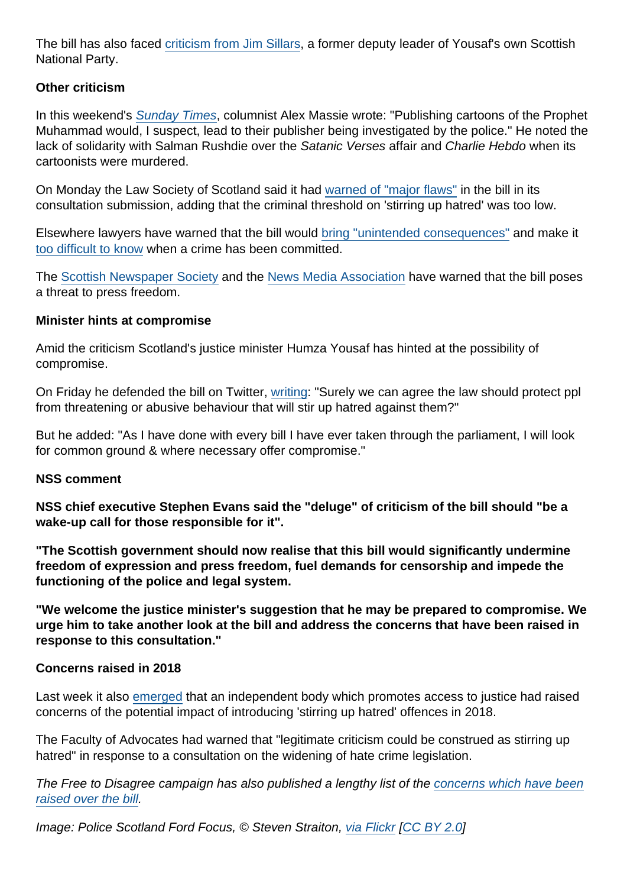The bill has also faced criticism from Jim Sillars, a former deputy leader of Yousaf's own Scottish National Party.

**Other criticism**

In this weekend's *Sunday Times*, columnist Alex Massie wrote: "Publishing cartoons of the Prophet Muhammad would, I suspect, lead to their publisher being investigated by the police." He noted the lack of solidarity with Salman Rushdie over the *Satanic Verses* affair and *Charlie Hebdo* when its cartoonists were murdered.

On Monday the Law Society of Scotland said it had warned of "major flaws" in the bill in its consultation submission, adding that the criminal threshold on 'stirring up hatred' was too low.

Elsewhere lawyers have warned that the bill would bring "unintended consequences" and make it too difficult to know when a crime has been committed.

The Scottish Newspaper Society and the News Media Association have warned that the bill poses a threat to press freedom.

**Minister hints at compromise**

Amid the criticism Scotland's justice minister Humza Yousaf has hinted at the possibility of compromise.

On Friday he defended the bill on Twitter, writing: "Surely we can agree the law should protect ppl from threatening or abusive behaviour that will stir up hatred against them?"

But he added: "As I have done with every bill I have ever taken through the parliament, I will look for common ground & where necessary offer compromise."

**NSS comment**

**NSS chief executive Stephen Evans said the "deluge" of criticism of the bill should "be a wake-up call for those responsible for it".**

**"The Scottish government should now realise that this bill would significantly undermine freedom of expression and press freedom, fuel demands for censorship and impede the functioning of the police and legal system.**

**"We welcome the justice minister's suggestion that he may be prepared to compromise. We urge him to take another look at the bill and address the concerns that have been raised in response to this consultation."**

**Concerns raised in 2018**

Last week it also emerged that an independent body which promotes access to justice had raised concerns of the potential impact of introducing 'stirring up hatred' offences in 2018.

The Faculty of Advocates had warned that "legitimate criticism could be construed as stirring up hatred" in response to a consultation on the widening of hate crime legislation.

*The Free to Disagree campaign has also published a lengthy list of the concerns which have been raised over the bill.*

*Image: Police Scotland Ford Focus, © Steven Straiton, via Flickr [CC BY 2.0]*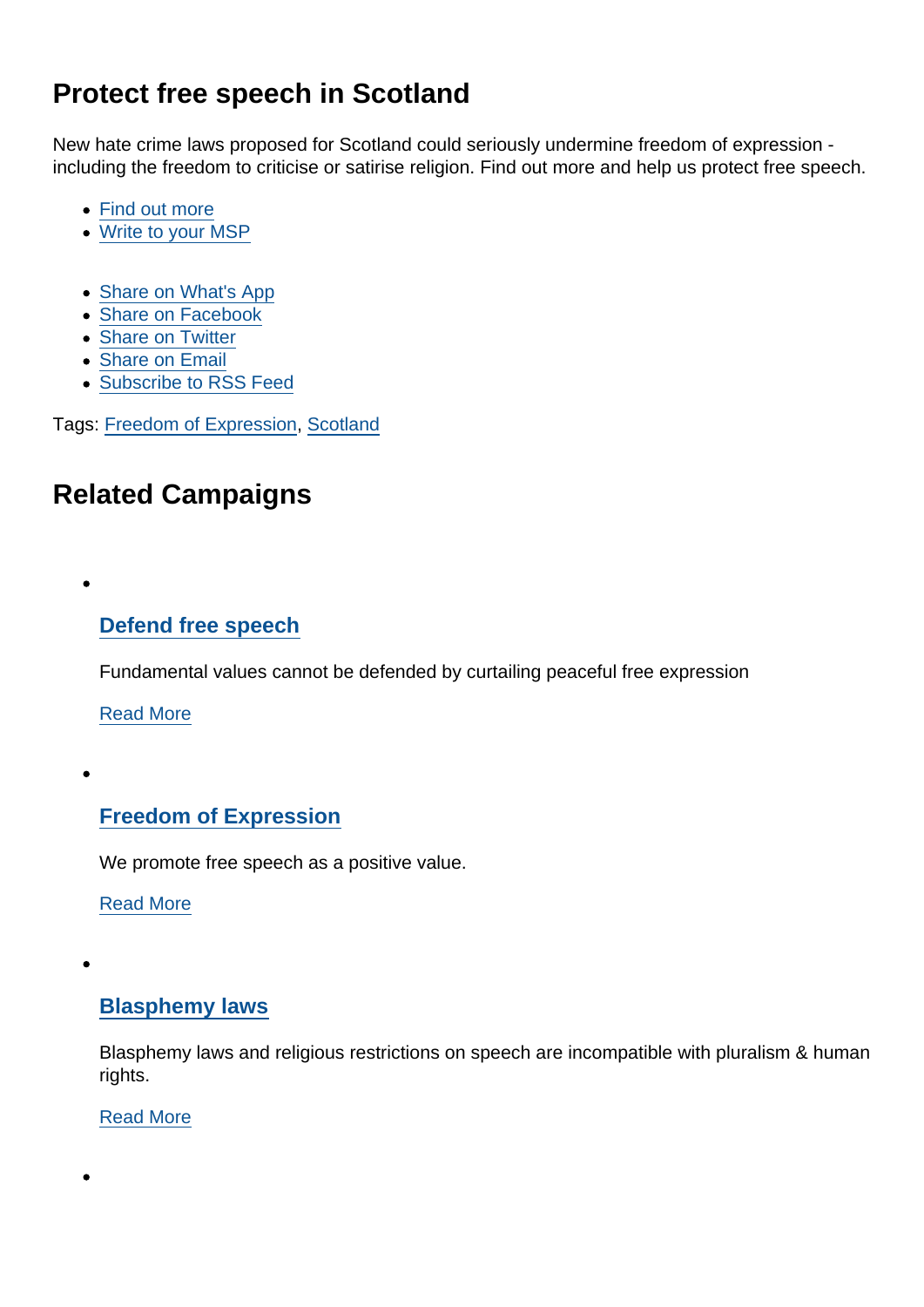## Protect free speech in Scotland

New hate crime laws proposed for Scotland could seriously undermine freedom of expression - including the freedom to criticise or satirise religion. Find out more and help us protect free speech.

- Find out more
- Write to your MSP

- Share on What's App
- Share on Facebook
- Share on Twitter
- Share on Email
- Subscribe to RSS Feed

Tags: Freedom of Expression, Scotland

## Related Campaigns

- ### Defend free speech

  Fundamental values cannot be defended by curtailing peaceful free expression

  Read More

- ### Freedom of Expression

  We promote free speech as a positive value.

  Read More

- ### Blasphemy laws

  Blasphemy laws and religious restrictions on speech are incompatible with pluralism & human rights.

  Read More

-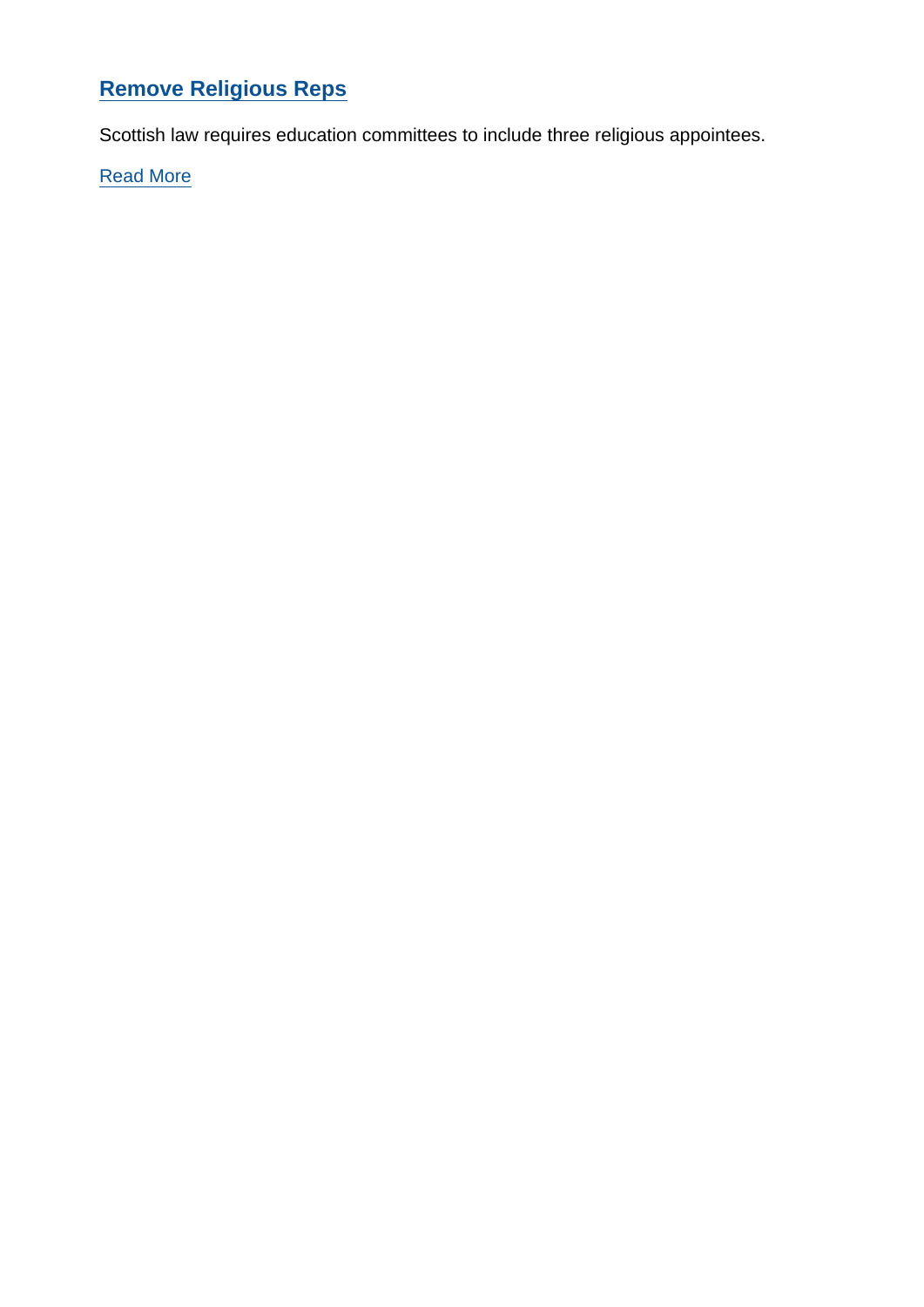## Remove Religious Reps

Scottish law requires education committees to include three religious appointees.

Read More